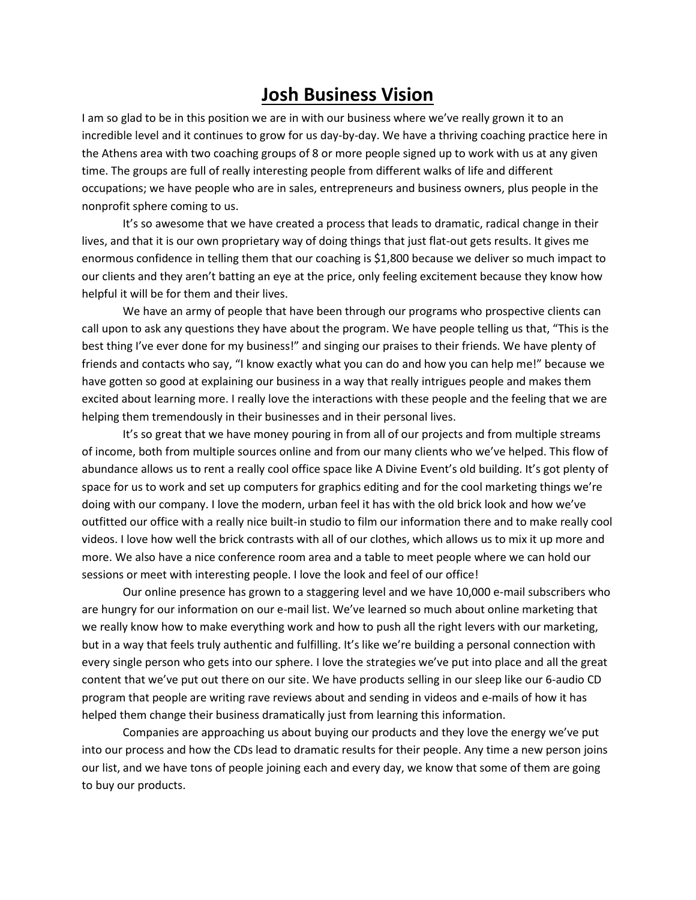# Josh Business Vision

I am so glad to be in this position we are in with our business where we've really grown it to an incredible level and it continues to grow for us day-by-day. We have a thriving coaching practice here in the Athens area with two coaching groups of 8 or more people signed up to work with us at any given time. The groups are full of really interesting people from different walks of life and different occupations; we have people who are in sales, entrepreneurs and business owners, plus people in the nonprofit sphere coming to us.

It's so awesome that we have created a process that leads to dramatic, radical change in their lives, and that it is our own proprietary way of doing things that just flat-out gets results. It gives me enormous confidence in telling them that our coaching is $1,800 because we deliver so much impact to our clients and they aren't batting an eye at the price, only feeling excitement because they know how helpful it will be for them and their lives.

We have an army of people that have been through our programs who prospective clients can call upon to ask any questions they have about the program. We have people telling us that, "This is the best thing I've ever done for my business!" and singing our praises to their friends. We have plenty of friends and contacts who say, "I know exactly what you can do and how you can help me!" because we have gotten so good at explaining our business in a way that really intrigues people and makes them excited about learning more. I really love the interactions with these people and the feeling that we are helping them tremendously in their businesses and in their personal lives.

It's so great that we have money pouring in from all of our projects and from multiple streams of income, both from multiple sources online and from our many clients who we've helped. This flow of abundance allows us to rent a really cool office space like A Divine Event's old building. It's got plenty of space for us to work and set up computers for graphics editing and for the cool marketing things we're doing with our company. I love the modern, urban feel it has with the old brick look and how we've outfitted our office with a really nice built-in studio to film our information there and to make really cool videos. I love how well the brick contrasts with all of our clothes, which allows us to mix it up more and more. We also have a nice conference room area and a table to meet people where we can hold our sessions or meet with interesting people. I love the look and feel of our office!

Our online presence has grown to a staggering level and we have 10,000 e-mail subscribers who are hungry for our information on our e-mail list. We've learned so much about online marketing that we really know how to make everything work and how to push all the right levers with our marketing, but in a way that feels truly authentic and fulfilling. It's like we're building a personal connection with every single person who gets into our sphere. I love the strategies we've put into place and all the great content that we've put out there on our site. We have products selling in our sleep like our 6-audio CD program that people are writing rave reviews about and sending in videos and e-mails of how it has helped them change their business dramatically just from learning this information.

Companies are approaching us about buying our products and they love the energy we've put into our process and how the CDs lead to dramatic results for their people. Any time a new person joins our list, and we have tons of people joining each and every day, we know that some of them are going to buy our products.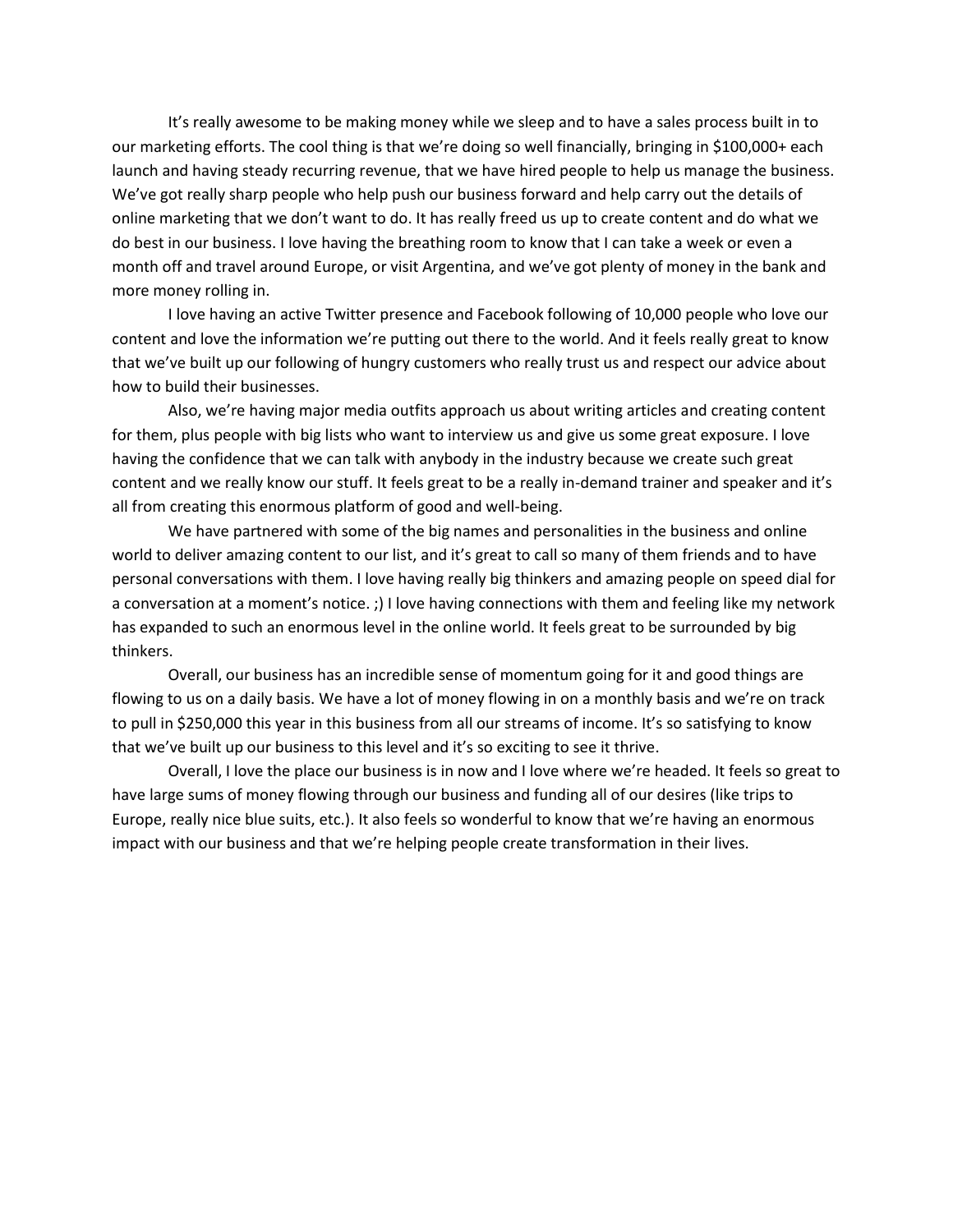It's really awesome to be making money while we sleep and to have a sales process built in to our marketing efforts. The cool thing is that we're doing so well financially, bringing in $100,000+ each launch and having steady recurring revenue, that we have hired people to help us manage the business. We've got really sharp people who help push our business forward and help carry out the details of online marketing that we don't want to do. It has really freed us up to create content and do what we do best in our business. I love having the breathing room to know that I can take a week or even a month off and travel around Europe, or visit Argentina, and we've got plenty of money in the bank and more money rolling in.

I love having an active Twitter presence and Facebook following of 10,000 people who love our content and love the information we're putting out there to the world. And it feels really great to know that we've built up our following of hungry customers who really trust us and respect our advice about how to build their businesses.

Also, we're having major media outfits approach us about writing articles and creating content for them, plus people with big lists who want to interview us and give us some great exposure. I love having the confidence that we can talk with anybody in the industry because we create such great content and we really know our stuff. It feels great to be a really in-demand trainer and speaker and it's all from creating this enormous platform of good and well-being.

We have partnered with some of the big names and personalities in the business and online world to deliver amazing content to our list, and it's great to call so many of them friends and to have personal conversations with them. I love having really big thinkers and amazing people on speed dial for a conversation at a moment's notice. ;) I love having connections with them and feeling like my network has expanded to such an enormous level in the online world. It feels great to be surrounded by big thinkers.

Overall, our business has an incredible sense of momentum going for it and good things are flowing to us on a daily basis. We have a lot of money flowing in on a monthly basis and we're on track to pull in $250,000 this year in this business from all our streams of income. It's so satisfying to know that we've built up our business to this level and it's so exciting to see it thrive.

Overall, I love the place our business is in now and I love where we're headed. It feels so great to have large sums of money flowing through our business and funding all of our desires (like trips to Europe, really nice blue suits, etc.). It also feels so wonderful to know that we're having an enormous impact with our business and that we're helping people create transformation in their lives.